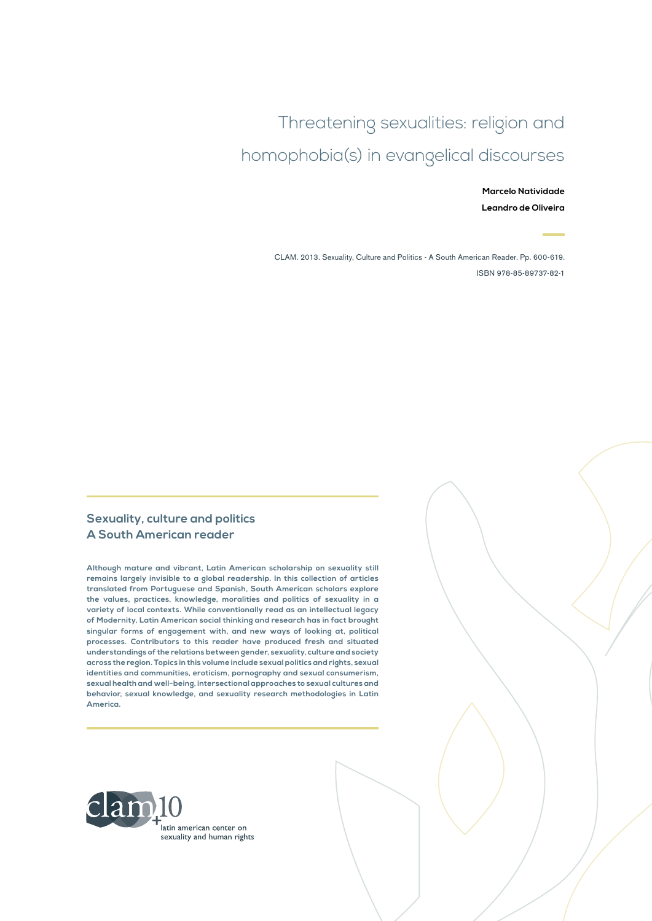# Threatening sexualities: religion and homophobia(s) in evangelical discourses

**Marcelo Natividade**

**Leandro de Oliveira**

CLAM. 2013. Sexuality, Culture and Politics - A South American Reader. Pp. 600-619.

ISBN 978-85-89737-82-1

## Sexuality, culture and politics
## A South American reader

Although mature and vibrant, Latin American scholarship on sexuality still remains largely invisible to a global readership. In this collection of articles translated from Portuguese and Spanish, South American scholars explore the values, practices, knowledge, moralities and politics of sexuality in a variety of local contexts. While conventionally read as an intellectual legacy of Modernity, Latin American social thinking and research has in fact brought singular forms of engagement with, and new ways of looking at, political processes. Contributors to this reader have produced fresh and situated understandings of the relations between gender, sexuality, culture and society across the region. Topics in this volume include sexual politics and rights, sexual identities and communities, eroticism, pornography and sexual consumerism, sexual health and well-being, intersectional approaches to sexual cultures and behavior, sexual knowledge, and sexuality research methodologies in Latin America.

clam +10

latin american center on sexuality and human rights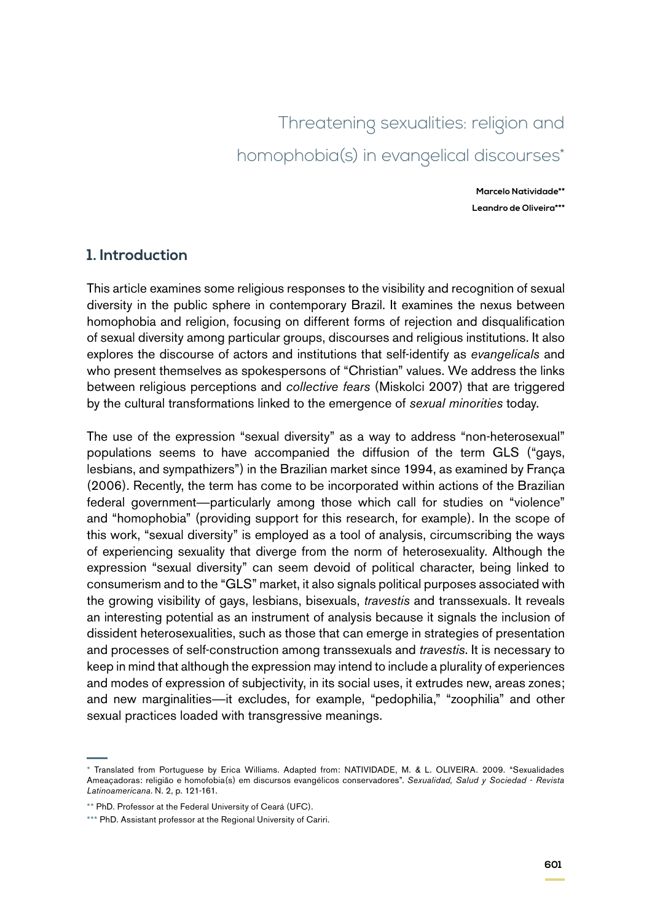# Threatening sexualities: religion and homophobia(s) in evangelical discourses*

**Marcelo Natividade****
**Leandro de Oliveira*****

## 1. Introduction

This article examines some religious responses to the visibility and recognition of sexual diversity in the public sphere in contemporary Brazil. It examines the nexus between homophobia and religion, focusing on different forms of rejection and disqualification of sexual diversity among particular groups, discourses and religious institutions. It also explores the discourse of actors and institutions that self-identify as *evangelicals* and who present themselves as spokespersons of "Christian" values. We address the links between religious perceptions and *collective fears* (Miskolci 2007) that are triggered by the cultural transformations linked to the emergence of *sexual minorities* today.

The use of the expression "sexual diversity" as a way to address "non-heterosexual" populations seems to have accompanied the diffusion of the term GLS ("gays, lesbians, and sympathizers") in the Brazilian market since 1994, as examined by França (2006). Recently, the term has come to be incorporated within actions of the Brazilian federal government—particularly among those which call for studies on "violence" and "homophobia" (providing support for this research, for example). In the scope of this work, "sexual diversity" is employed as a tool of analysis, circumscribing the ways of experiencing sexuality that diverge from the norm of heterosexuality. Although the expression "sexual diversity" can seem devoid of political character, being linked to consumerism and to the "GLS" market, it also signals political purposes associated with the growing visibility of gays, lesbians, bisexuals, *travestis* and transsexuals. It reveals an interesting potential as an instrument of analysis because it signals the inclusion of dissident heterosexualities, such as those that can emerge in strategies of presentation and processes of self-construction among transsexuals and *travestis*. It is necessary to keep in mind that although the expression may intend to include a plurality of experiences and modes of expression of subjectivity, in its social uses, it extrudes new, areas zones; and new marginalities—it excludes, for example, "pedophilia," "zoophilia" and other sexual practices loaded with transgressive meanings.

---

* Translated from Portuguese by Erica Williams. Adapted from: NATIVIDADE, M. & L. OLIVEIRA. 2009. "Sexualidades Ameaçadoras: religião e homofobia(s) em discursos evangélicos conservadores". *Sexualidad, Salud y Sociedad - Revista Latinoamericana*. N. 2, p. 121-161.

** PhD. Professor at the Federal University of Ceará (UFC).

*** PhD. Assistant professor at the Regional University of Cariri.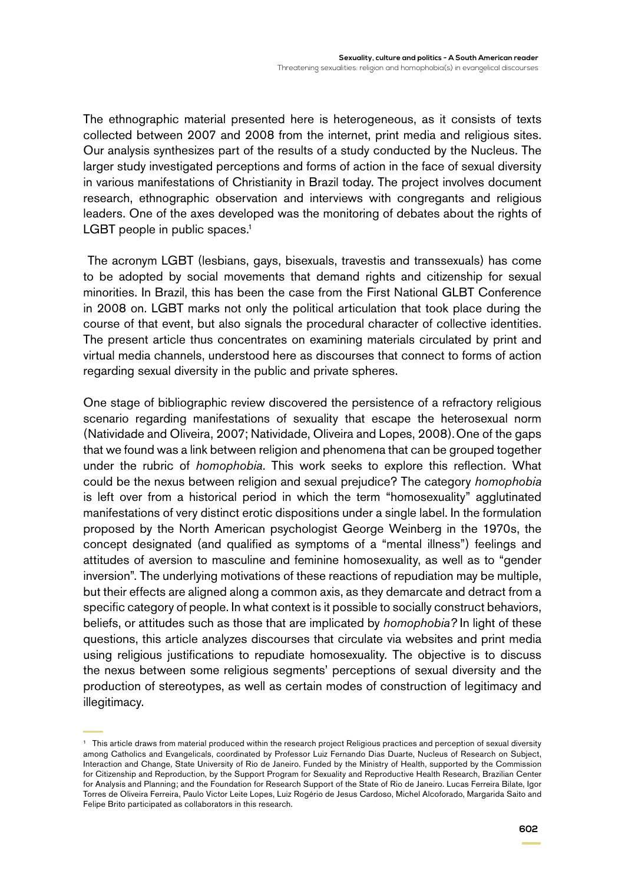The ethnographic material presented here is heterogeneous, as it consists of texts collected between 2007 and 2008 from the internet, print media and religious sites. Our analysis synthesizes part of the results of a study conducted by the Nucleus. The larger study investigated perceptions and forms of action in the face of sexual diversity in various manifestations of Christianity in Brazil today. The project involves document research, ethnographic observation and interviews with congregants and religious leaders. One of the axes developed was the monitoring of debates about the rights of LGBT people in public spaces.[1]

The acronym LGBT (lesbians, gays, bisexuals, travestis and transsexuals) has come to be adopted by social movements that demand rights and citizenship for sexual minorities. In Brazil, this has been the case from the First National GLBT Conference in 2008 on. LGBT marks not only the political articulation that took place during the course of that event, but also signals the procedural character of collective identities. The present article thus concentrates on examining materials circulated by print and virtual media channels, understood here as discourses that connect to forms of action regarding sexual diversity in the public and private spheres.

One stage of bibliographic review discovered the persistence of a refractory religious scenario regarding manifestations of sexuality that escape the heterosexual norm (Natividade and Oliveira, 2007; Natividade, Oliveira and Lopes, 2008). One of the gaps that we found was a link between religion and phenomena that can be grouped together under the rubric of *homophobia*. This work seeks to explore this reflection. What could be the nexus between religion and sexual prejudice? The category *homophobia* is left over from a historical period in which the term "homosexuality" agglutinated manifestations of very distinct erotic dispositions under a single label. In the formulation proposed by the North American psychologist George Weinberg in the 1970s, the concept designated (and qualified as symptoms of a "mental illness") feelings and attitudes of aversion to masculine and feminine homosexuality, as well as to "gender inversion". The underlying motivations of these reactions of repudiation may be multiple, but their effects are aligned along a common axis, as they demarcate and detract from a specific category of people. In what context is it possible to socially construct behaviors, beliefs, or attitudes such as those that are implicated by *homophobia?* In light of these questions, this article analyzes discourses that circulate via websites and print media using religious justifications to repudiate homosexuality. The objective is to discuss the nexus between some religious segments' perceptions of sexual diversity and the production of stereotypes, as well as certain modes of construction of legitimacy and illegitimacy.

---

[1] This article draws from material produced within the research project Religious practices and perception of sexual diversity among Catholics and Evangelicals, coordinated by Professor Luiz Fernando Dias Duarte, Nucleus of Research on Subject, Interaction and Change, State University of Rio de Janeiro. Funded by the Ministry of Health, supported by the Commission for Citizenship and Reproduction, by the Support Program for Sexuality and Reproductive Health Research, Brazilian Center for Analysis and Planning; and the Foundation for Research Support of the State of Rio de Janeiro. Lucas Ferreira Bilate, Igor Torres de Oliveira Ferreira, Paulo Victor Leite Lopes, Luiz Rogério de Jesus Cardoso, Michel Alcoforado, Margarida Saito and Felipe Brito participated as collaborators in this research.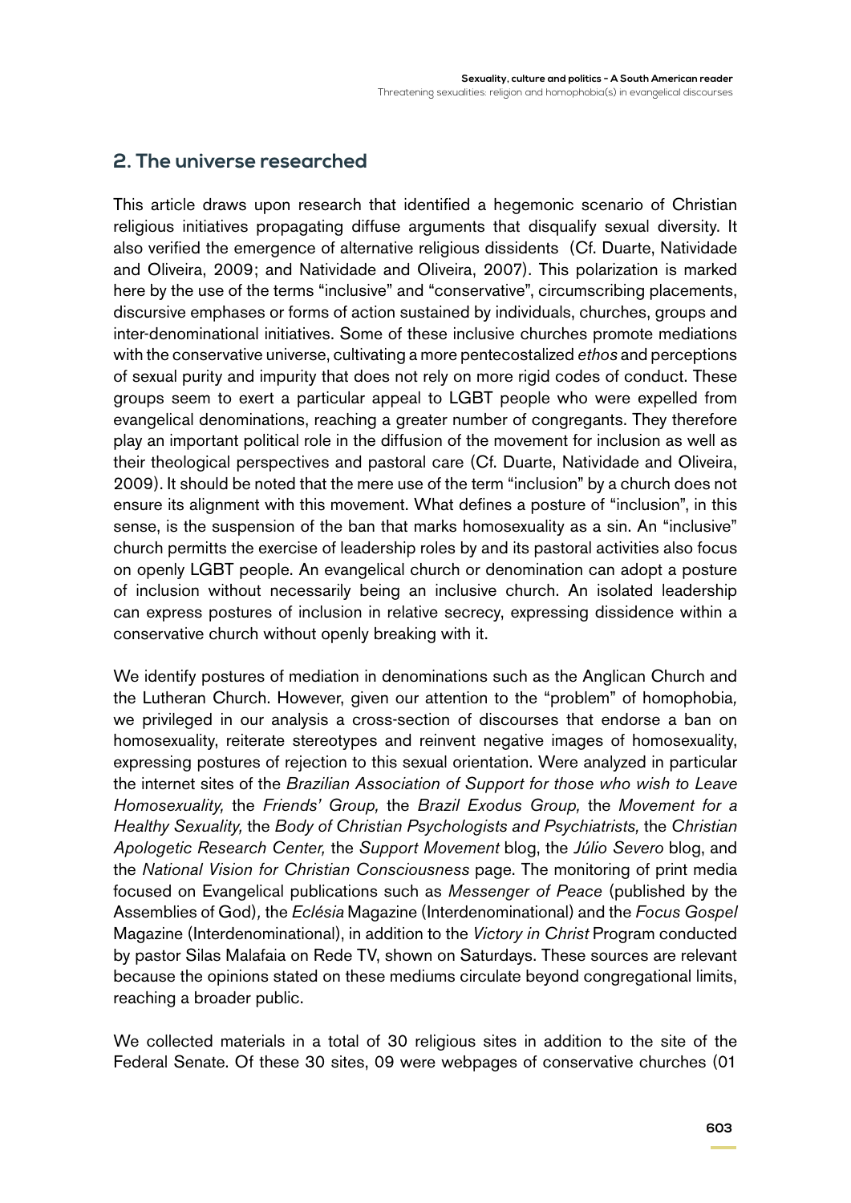## 2. The universe researched

This article draws upon research that identified a hegemonic scenario of Christian religious initiatives propagating diffuse arguments that disqualify sexual diversity. It also verified the emergence of alternative religious dissidents (Cf. Duarte, Natividade and Oliveira, 2009; and Natividade and Oliveira, 2007). This polarization is marked here by the use of the terms "inclusive" and "conservative", circumscribing placements, discursive emphases or forms of action sustained by individuals, churches, groups and inter-denominational initiatives. Some of these inclusive churches promote mediations with the conservative universe, cultivating a more pentecostalized *ethos* and perceptions of sexual purity and impurity that does not rely on more rigid codes of conduct. These groups seem to exert a particular appeal to LGBT people who were expelled from evangelical denominations, reaching a greater number of congregants. They therefore play an important political role in the diffusion of the movement for inclusion as well as their theological perspectives and pastoral care (Cf. Duarte, Natividade and Oliveira, 2009). It should be noted that the mere use of the term "inclusion" by a church does not ensure its alignment with this movement. What defines a posture of "inclusion", in this sense, is the suspension of the ban that marks homosexuality as a sin. An "inclusive" church permitts the exercise of leadership roles by and its pastoral activities also focus on openly LGBT people. An evangelical church or denomination can adopt a posture of inclusion without necessarily being an inclusive church. An isolated leadership can express postures of inclusion in relative secrecy, expressing dissidence within a conservative church without openly breaking with it.

We identify postures of mediation in denominations such as the Anglican Church and the Lutheran Church. However, given our attention to the "problem" of homophobia, we privileged in our analysis a cross-section of discourses that endorse a ban on homosexuality, reiterate stereotypes and reinvent negative images of homosexuality, expressing postures of rejection to this sexual orientation. Were analyzed in particular the internet sites of the *Brazilian Association of Support for those who wish to Leave Homosexuality,* the *Friends' Group,* the *Brazil Exodus Group,* the *Movement for a Healthy Sexuality,* the *Body of Christian Psychologists and Psychiatrists,* the *Christian Apologetic Research Center,* the *Support Movement* blog, the *Júlio Severo* blog, and the *National Vision for Christian Consciousness* page. The monitoring of print media focused on Evangelical publications such as *Messenger of Peace* (published by the Assemblies of God), the *Eclésia* Magazine (Interdenominational) and the *Focus Gospel* Magazine (Interdenominational), in addition to the *Victory in Christ* Program conducted by pastor Silas Malafaia on Rede TV, shown on Saturdays. These sources are relevant because the opinions stated on these mediums circulate beyond congregational limits, reaching a broader public.

We collected materials in a total of 30 religious sites in addition to the site of the Federal Senate. Of these 30 sites, 09 were webpages of conservative churches (01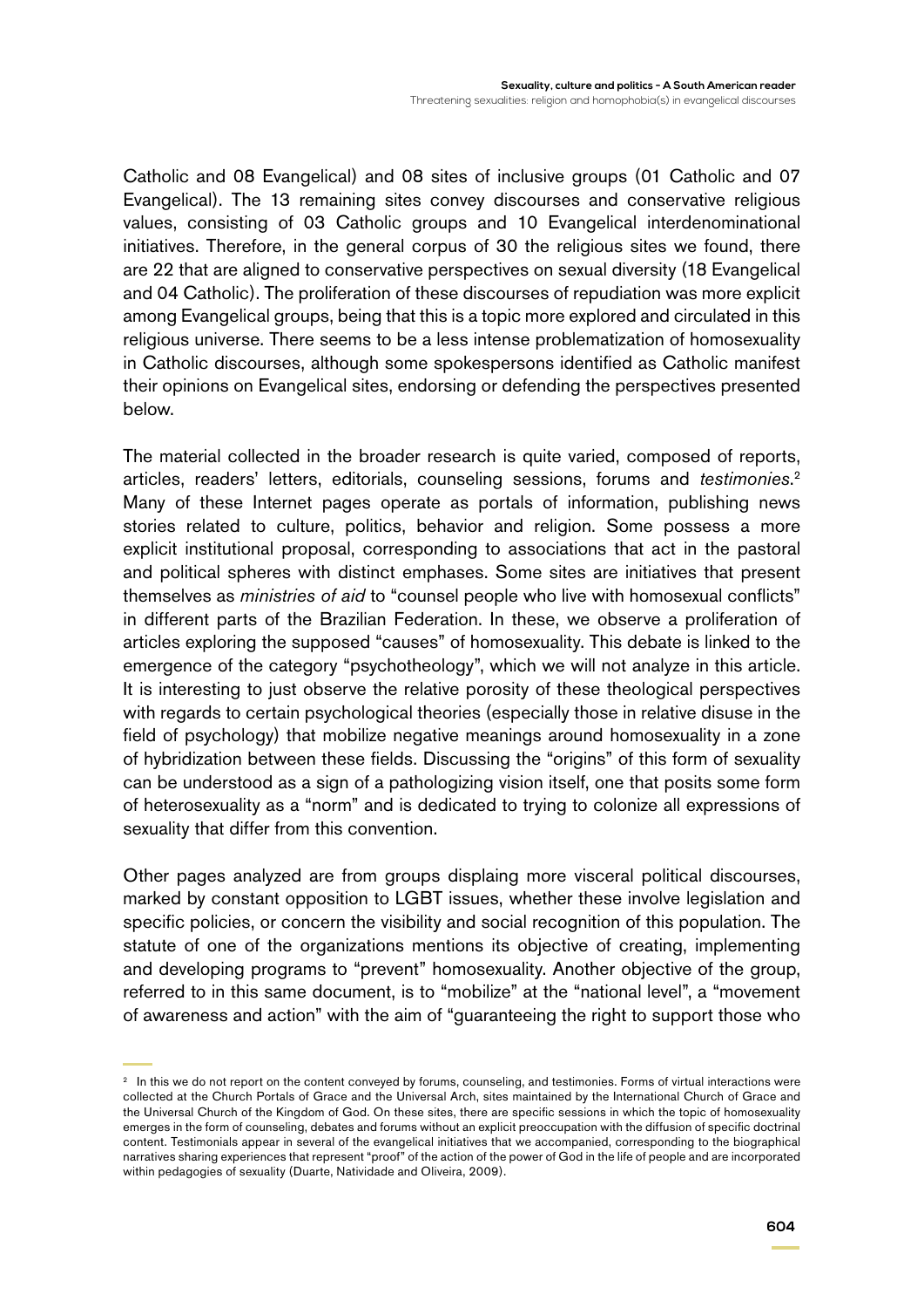Catholic and 08 Evangelical) and 08 sites of inclusive groups (01 Catholic and 07 Evangelical). The 13 remaining sites convey discourses and conservative religious values, consisting of 03 Catholic groups and 10 Evangelical interdenominational initiatives. Therefore, in the general corpus of 30 the religious sites we found, there are 22 that are aligned to conservative perspectives on sexual diversity (18 Evangelical and 04 Catholic). The proliferation of these discourses of repudiation was more explicit among Evangelical groups, being that this is a topic more explored and circulated in this religious universe. There seems to be a less intense problematization of homosexuality in Catholic discourses, although some spokespersons identified as Catholic manifest their opinions on Evangelical sites, endorsing or defending the perspectives presented below.

The material collected in the broader research is quite varied, composed of reports, articles, readers' letters, editorials, counseling sessions, forums and *testimonies*.[2] Many of these Internet pages operate as portals of information, publishing news stories related to culture, politics, behavior and religion. Some possess a more explicit institutional proposal, corresponding to associations that act in the pastoral and political spheres with distinct emphases. Some sites are initiatives that present themselves as *ministries of aid* to "counsel people who live with homosexual conflicts" in different parts of the Brazilian Federation. In these, we observe a proliferation of articles exploring the supposed "causes" of homosexuality. This debate is linked to the emergence of the category "psychotheology", which we will not analyze in this article. It is interesting to just observe the relative porosity of these theological perspectives with regards to certain psychological theories (especially those in relative disuse in the field of psychology) that mobilize negative meanings around homosexuality in a zone of hybridization between these fields. Discussing the "origins" of this form of sexuality can be understood as a sign of a pathologizing vision itself, one that posits some form of heterosexuality as a "norm" and is dedicated to trying to colonize all expressions of sexuality that differ from this convention.

Other pages analyzed are from groups displaing more visceral political discourses, marked by constant opposition to LGBT issues, whether these involve legislation and specific policies, or concern the visibility and social recognition of this population. The statute of one of the organizations mentions its objective of creating, implementing and developing programs to "prevent" homosexuality. Another objective of the group, referred to in this same document, is to "mobilize" at the "national level", a "movement of awareness and action" with the aim of "guaranteeing the right to support those who

---

[2] In this we do not report on the content conveyed by forums, counseling, and testimonies. Forms of virtual interactions were collected at the Church Portals of Grace and the Universal Arch, sites maintained by the International Church of Grace and the Universal Church of the Kingdom of God. On these sites, there are specific sessions in which the topic of homosexuality emerges in the form of counseling, debates and forums without an explicit preoccupation with the diffusion of specific doctrinal content. Testimonials appear in several of the evangelical initiatives that we accompanied, corresponding to the biographical narratives sharing experiences that represent "proof" of the action of the power of God in the life of people and are incorporated within pedagogies of sexuality (Duarte, Natividade and Oliveira, 2009).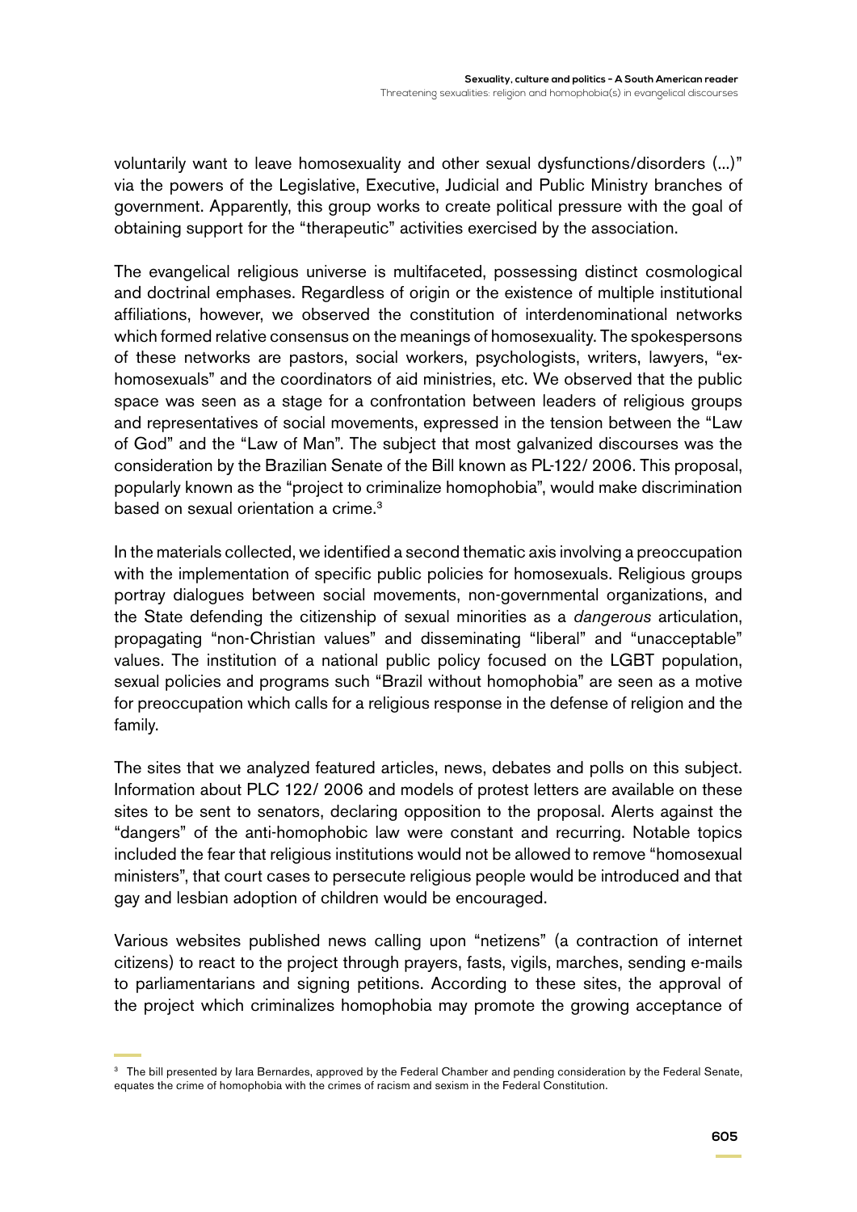voluntarily want to leave homosexuality and other sexual dysfunctions/disorders (...)" via the powers of the Legislative, Executive, Judicial and Public Ministry branches of government. Apparently, this group works to create political pressure with the goal of obtaining support for the "therapeutic" activities exercised by the association.

The evangelical religious universe is multifaceted, possessing distinct cosmological and doctrinal emphases. Regardless of origin or the existence of multiple institutional affiliations, however, we observed the constitution of interdenominational networks which formed relative consensus on the meanings of homosexuality. The spokespersons of these networks are pastors, social workers, psychologists, writers, lawyers, "ex-homosexuals" and the coordinators of aid ministries, etc. We observed that the public space was seen as a stage for a confrontation between leaders of religious groups and representatives of social movements, expressed in the tension between the "Law of God" and the "Law of Man". The subject that most galvanized discourses was the consideration by the Brazilian Senate of the Bill known as PL-122/ 2006. This proposal, popularly known as the "project to criminalize homophobia", would make discrimination based on sexual orientation a crime.[3]

In the materials collected, we identified a second thematic axis involving a preoccupation with the implementation of specific public policies for homosexuals. Religious groups portray dialogues between social movements, non-governmental organizations, and the State defending the citizenship of sexual minorities as a *dangerous* articulation, propagating "non-Christian values" and disseminating "liberal" and "unacceptable" values. The institution of a national public policy focused on the LGBT population, sexual policies and programs such "Brazil without homophobia" are seen as a motive for preoccupation which calls for a religious response in the defense of religion and the family.

The sites that we analyzed featured articles, news, debates and polls on this subject. Information about PLC 122/ 2006 and models of protest letters are available on these sites to be sent to senators, declaring opposition to the proposal. Alerts against the "dangers" of the anti-homophobic law were constant and recurring. Notable topics included the fear that religious institutions would not be allowed to remove "homosexual ministers", that court cases to persecute religious people would be introduced and that gay and lesbian adoption of children would be encouraged.

Various websites published news calling upon "netizens" (a contraction of internet citizens) to react to the project through prayers, fasts, vigils, marches, sending e-mails to parliamentarians and signing petitions. According to these sites, the approval of the project which criminalizes homophobia may promote the growing acceptance of

[3] The bill presented by Iara Bernardes, approved by the Federal Chamber and pending consideration by the Federal Senate, equates the crime of homophobia with the crimes of racism and sexism in the Federal Constitution.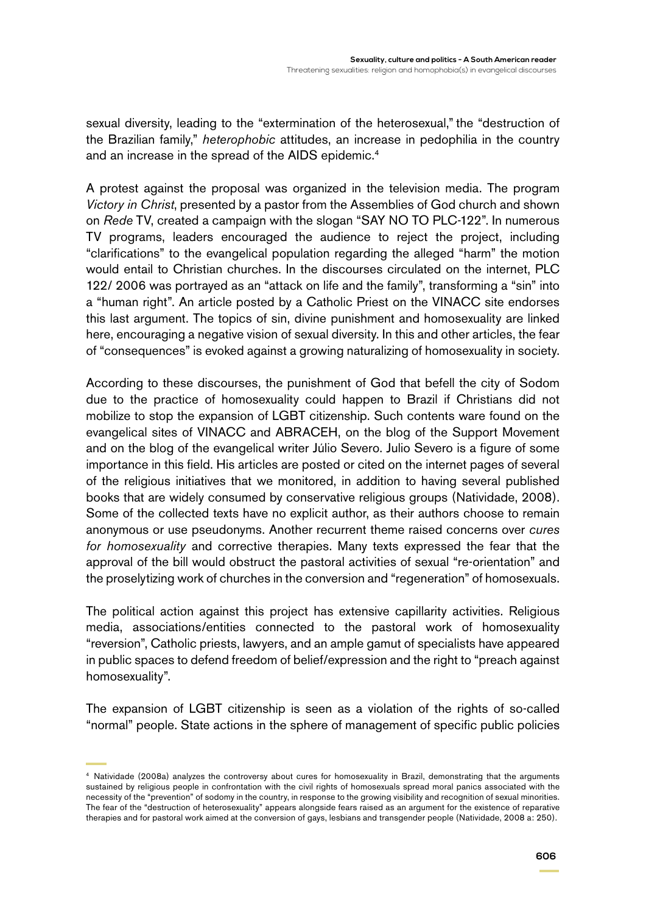sexual diversity, leading to the "extermination of the heterosexual," the "destruction of the Brazilian family," *heterophobic* attitudes, an increase in pedophilia in the country and an increase in the spread of the AIDS epidemic.[4]

A protest against the proposal was organized in the television media. The program *Victory in Christ*, presented by a pastor from the Assemblies of God church and shown on *Rede* TV, created a campaign with the slogan "SAY NO TO PLC-122". In numerous TV programs, leaders encouraged the audience to reject the project, including "clarifications" to the evangelical population regarding the alleged "harm" the motion would entail to Christian churches. In the discourses circulated on the internet, PLC 122/ 2006 was portrayed as an "attack on life and the family", transforming a "sin" into a "human right". An article posted by a Catholic Priest on the VINACC site endorses this last argument. The topics of sin, divine punishment and homosexuality are linked here, encouraging a negative vision of sexual diversity. In this and other articles, the fear of "consequences" is evoked against a growing naturalizing of homosexuality in society.

According to these discourses, the punishment of God that befell the city of Sodom due to the practice of homosexuality could happen to Brazil if Christians did not mobilize to stop the expansion of LGBT citizenship. Such contents ware found on the evangelical sites of VINACC and ABRACEH, on the blog of the Support Movement and on the blog of the evangelical writer Júlio Severo. Julio Severo is a figure of some importance in this field. His articles are posted or cited on the internet pages of several of the religious initiatives that we monitored, in addition to having several published books that are widely consumed by conservative religious groups (Natividade, 2008). Some of the collected texts have no explicit author, as their authors choose to remain anonymous or use pseudonyms. Another recurrent theme raised concerns over *cures for homosexuality* and corrective therapies. Many texts expressed the fear that the approval of the bill would obstruct the pastoral activities of sexual "re-orientation" and the proselytizing work of churches in the conversion and "regeneration" of homosexuals.

The political action against this project has extensive capillarity activities. Religious media, associations/entities connected to the pastoral work of homosexuality "reversion", Catholic priests, lawyers, and an ample gamut of specialists have appeared in public spaces to defend freedom of belief/expression and the right to "preach against homosexuality".

The expansion of LGBT citizenship is seen as a violation of the rights of so-called "normal" people. State actions in the sphere of management of specific public policies

---

[4] Natividade (2008a) analyzes the controversy about cures for homosexuality in Brazil, demonstrating that the arguments sustained by religious people in confrontation with the civil rights of homosexuals spread moral panics associated with the necessity of the "prevention" of sodomy in the country, in response to the growing visibility and recognition of sexual minorities. The fear of the "destruction of heterosexuality" appears alongside fears raised as an argument for the existence of reparative therapies and for pastoral work aimed at the conversion of gays, lesbians and transgender people (Natividade, 2008 a: 250).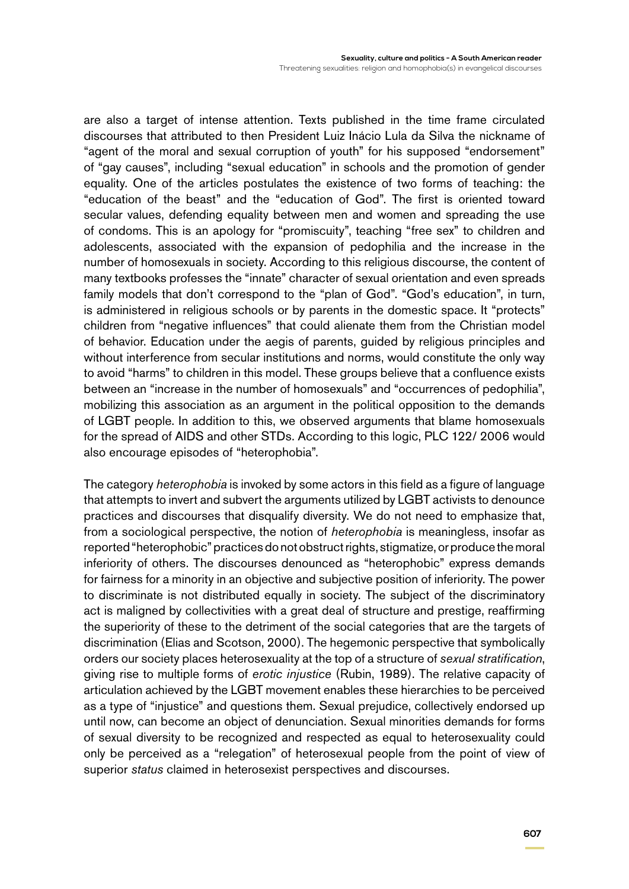are also a target of intense attention. Texts published in the time frame circulated discourses that attributed to then President Luiz Inácio Lula da Silva the nickname of "agent of the moral and sexual corruption of youth" for his supposed "endorsement" of "gay causes", including "sexual education" in schools and the promotion of gender equality. One of the articles postulates the existence of two forms of teaching: the "education of the beast" and the "education of God". The first is oriented toward secular values, defending equality between men and women and spreading the use of condoms. This is an apology for "promiscuity", teaching "free sex" to children and adolescents, associated with the expansion of pedophilia and the increase in the number of homosexuals in society. According to this religious discourse, the content of many textbooks professes the "innate" character of sexual orientation and even spreads family models that don't correspond to the "plan of God". "God's education", in turn, is administered in religious schools or by parents in the domestic space. It "protects" children from "negative influences" that could alienate them from the Christian model of behavior. Education under the aegis of parents, guided by religious principles and without interference from secular institutions and norms, would constitute the only way to avoid "harms" to children in this model. These groups believe that a confluence exists between an "increase in the number of homosexuals" and "occurrences of pedophilia", mobilizing this association as an argument in the political opposition to the demands of LGBT people. In addition to this, we observed arguments that blame homosexuals for the spread of AIDS and other STDs. According to this logic, PLC 122/ 2006 would also encourage episodes of "heterophobia".

The category *heterophobia* is invoked by some actors in this field as a figure of language that attempts to invert and subvert the arguments utilized by LGBT activists to denounce practices and discourses that disqualify diversity. We do not need to emphasize that, from a sociological perspective, the notion of *heterophobia* is meaningless, insofar as reported "heterophobic" practices do not obstruct rights, stigmatize, or produce the moral inferiority of others. The discourses denounced as "heterophobic" express demands for fairness for a minority in an objective and subjective position of inferiority. The power to discriminate is not distributed equally in society. The subject of the discriminatory act is maligned by collectivities with a great deal of structure and prestige, reaffirming the superiority of these to the detriment of the social categories that are the targets of discrimination (Elias and Scotson, 2000). The hegemonic perspective that symbolically orders our society places heterosexuality at the top of a structure of *sexual stratification*, giving rise to multiple forms of *erotic injustice* (Rubin, 1989). The relative capacity of articulation achieved by the LGBT movement enables these hierarchies to be perceived as a type of "injustice" and questions them. Sexual prejudice, collectively endorsed up until now, can become an object of denunciation. Sexual minorities demands for forms of sexual diversity to be recognized and respected as equal to heterosexuality could only be perceived as a "relegation" of heterosexual people from the point of view of superior *status* claimed in heterosexist perspectives and discourses.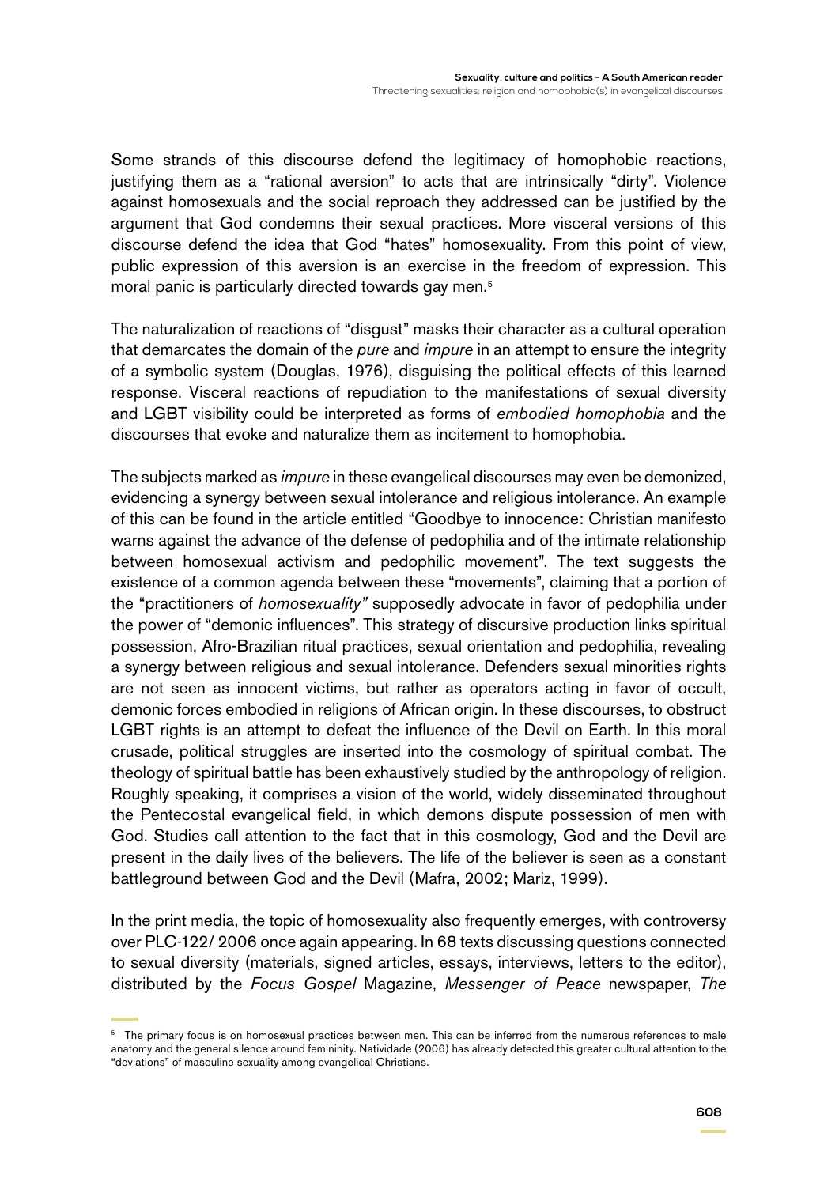Some strands of this discourse defend the legitimacy of homophobic reactions, justifying them as a "rational aversion" to acts that are intrinsically "dirty". Violence against homosexuals and the social reproach they addressed can be justified by the argument that God condemns their sexual practices. More visceral versions of this discourse defend the idea that God "hates" homosexuality. From this point of view, public expression of this aversion is an exercise in the freedom of expression. This moral panic is particularly directed towards gay men.[5]

The naturalization of reactions of "disgust" masks their character as a cultural operation that demarcates the domain of the *pure* and *impure* in an attempt to ensure the integrity of a symbolic system (Douglas, 1976), disguising the political effects of this learned response. Visceral reactions of repudiation to the manifestations of sexual diversity and LGBT visibility could be interpreted as forms of *embodied homophobia* and the discourses that evoke and naturalize them as incitement to homophobia.

The subjects marked as *impure* in these evangelical discourses may even be demonized, evidencing a synergy between sexual intolerance and religious intolerance. An example of this can be found in the article entitled "Goodbye to innocence: Christian manifesto warns against the advance of the defense of pedophilia and of the intimate relationship between homosexual activism and pedophilic movement". The text suggests the existence of a common agenda between these "movements", claiming that a portion of the "practitioners of *homosexuality"* supposedly advocate in favor of pedophilia under the power of "demonic influences". This strategy of discursive production links spiritual possession, Afro-Brazilian ritual practices, sexual orientation and pedophilia, revealing a synergy between religious and sexual intolerance. Defenders sexual minorities rights are not seen as innocent victims, but rather as operators acting in favor of occult, demonic forces embodied in religions of African origin. In these discourses, to obstruct LGBT rights is an attempt to defeat the influence of the Devil on Earth. In this moral crusade, political struggles are inserted into the cosmology of spiritual combat. The theology of spiritual battle has been exhaustively studied by the anthropology of religion. Roughly speaking, it comprises a vision of the world, widely disseminated throughout the Pentecostal evangelical field, in which demons dispute possession of men with God. Studies call attention to the fact that in this cosmology, God and the Devil are present in the daily lives of the believers. The life of the believer is seen as a constant battleground between God and the Devil (Mafra, 2002; Mariz, 1999).

In the print media, the topic of homosexuality also frequently emerges, with controversy over PLC-122/ 2006 once again appearing. In 68 texts discussing questions connected to sexual diversity (materials, signed articles, essays, interviews, letters to the editor), distributed by the *Focus Gospel* Magazine, *Messenger of Peace* newspaper, *The*

[5] The primary focus is on homosexual practices between men. This can be inferred from the numerous references to male anatomy and the general silence around femininity. Natividade (2006) has already detected this greater cultural attention to the "deviations" of masculine sexuality among evangelical Christians.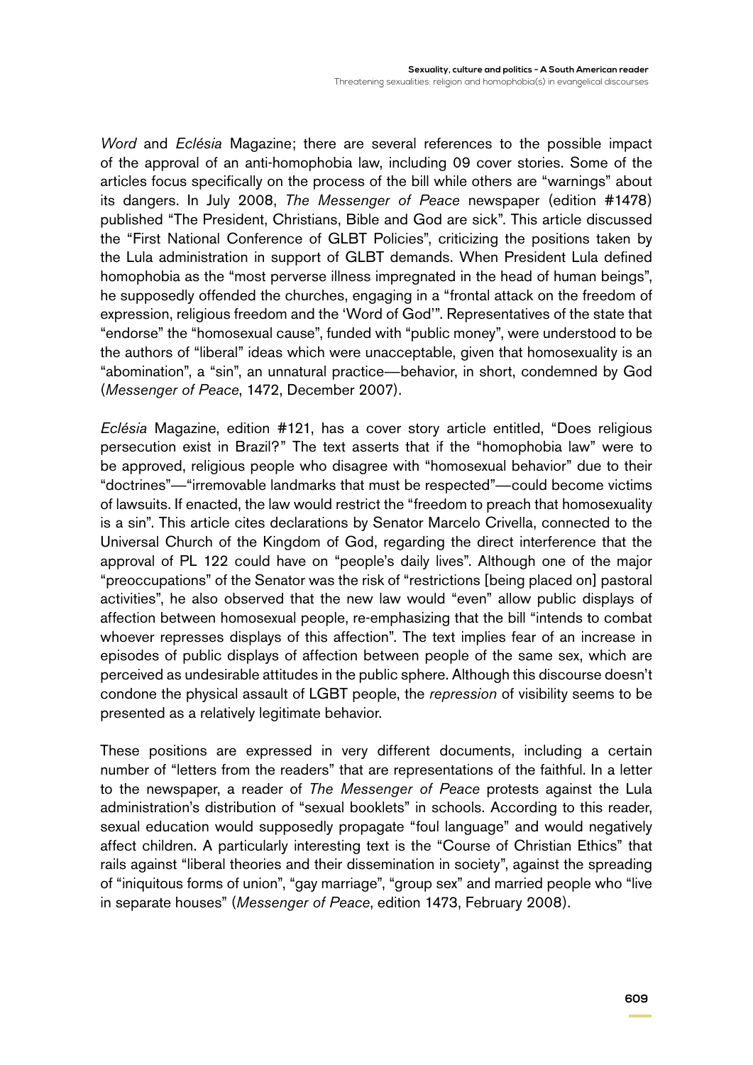*Word* and *Eclésia* Magazine; there are several references to the possible impact of the approval of an anti-homophobia law, including 09 cover stories. Some of the articles focus specifically on the process of the bill while others are "warnings" about its dangers. In July 2008, *The Messenger of Peace* newspaper (edition #1478) published "The President, Christians, Bible and God are sick". This article discussed the "First National Conference of GLBT Policies", criticizing the positions taken by the Lula administration in support of GLBT demands. When President Lula defined homophobia as the "most perverse illness impregnated in the head of human beings", he supposedly offended the churches, engaging in a "frontal attack on the freedom of expression, religious freedom and the 'Word of God'". Representatives of the state that "endorse" the "homosexual cause", funded with "public money", were understood to be the authors of "liberal" ideas which were unacceptable, given that homosexuality is an "abomination", a "sin", an unnatural practice—behavior, in short, condemned by God (*Messenger of Peace*, 1472, December 2007).

*Eclésia* Magazine, edition #121, has a cover story article entitled, "Does religious persecution exist in Brazil?" The text asserts that if the "homophobia law" were to be approved, religious people who disagree with "homosexual behavior" due to their "doctrines"—"irremovable landmarks that must be respected"—could become victims of lawsuits. If enacted, the law would restrict the "freedom to preach that homosexuality is a sin". This article cites declarations by Senator Marcelo Crivella, connected to the Universal Church of the Kingdom of God, regarding the direct interference that the approval of PL 122 could have on "people's daily lives". Although one of the major "preoccupations" of the Senator was the risk of "restrictions [being placed on] pastoral activities", he also observed that the new law would "even" allow public displays of affection between homosexual people, re-emphasizing that the bill "intends to combat whoever represses displays of this affection". The text implies fear of an increase in episodes of public displays of affection between people of the same sex, which are perceived as undesirable attitudes in the public sphere. Although this discourse doesn't condone the physical assault of LGBT people, the *repression* of visibility seems to be presented as a relatively legitimate behavior.

These positions are expressed in very different documents, including a certain number of "letters from the readers" that are representations of the faithful. In a letter to the newspaper, a reader of *The Messenger of Peace* protests against the Lula administration's distribution of "sexual booklets" in schools. According to this reader, sexual education would supposedly propagate "foul language" and would negatively affect children. A particularly interesting text is the "Course of Christian Ethics" that rails against "liberal theories and their dissemination in society", against the spreading of "iniquitous forms of union", "gay marriage", "group sex" and married people who "live in separate houses" (*Messenger of Peace*, edition 1473, February 2008).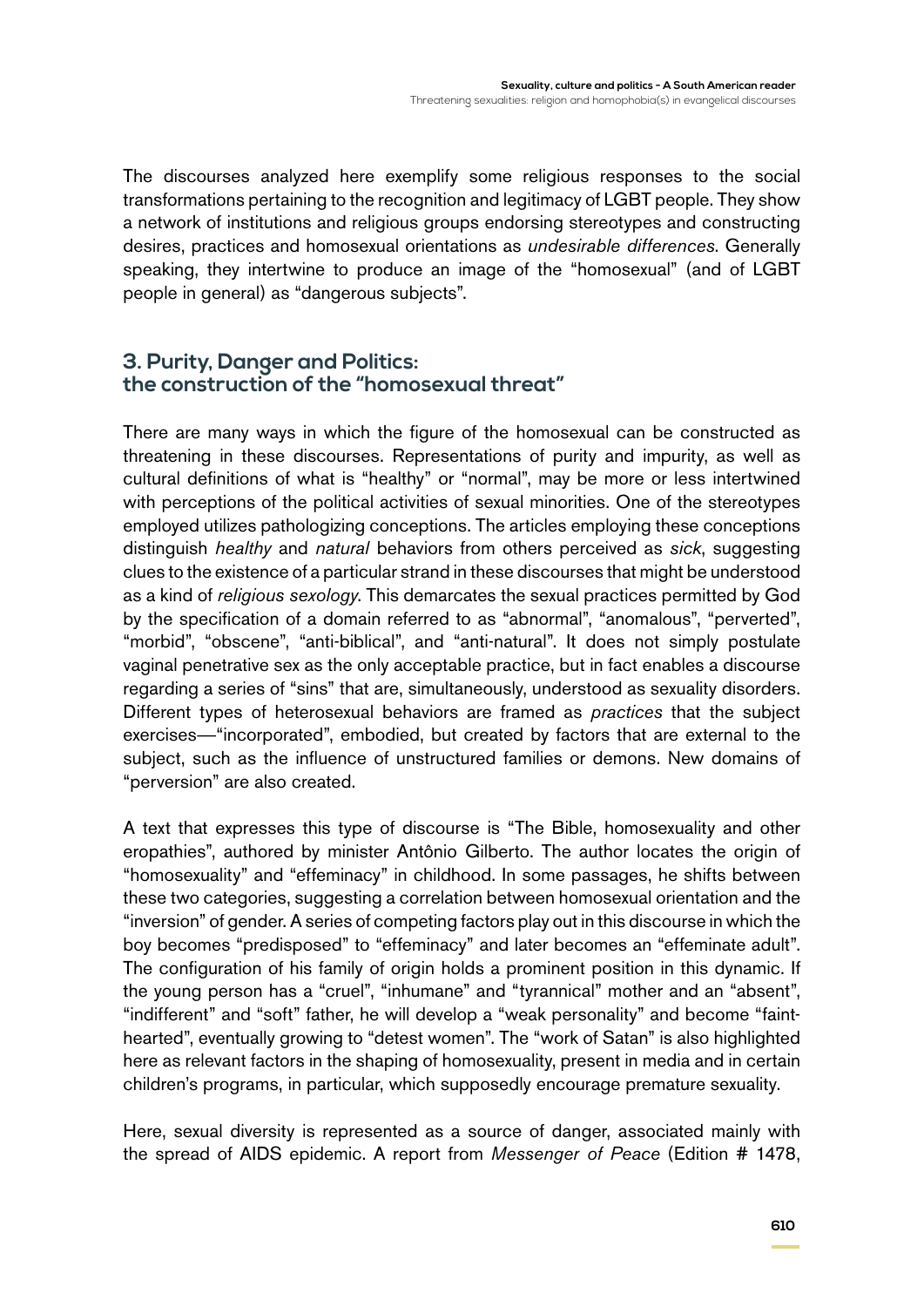The discourses analyzed here exemplify some religious responses to the social transformations pertaining to the recognition and legitimacy of LGBT people. They show a network of institutions and religious groups endorsing stereotypes and constructing desires, practices and homosexual orientations as *undesirable differences*. Generally speaking, they intertwine to produce an image of the "homosexual" (and of LGBT people in general) as "dangerous subjects".

## 3. Purity, Danger and Politics: the construction of the "homosexual threat"

There are many ways in which the figure of the homosexual can be constructed as threatening in these discourses. Representations of purity and impurity, as well as cultural definitions of what is "healthy" or "normal", may be more or less intertwined with perceptions of the political activities of sexual minorities. One of the stereotypes employed utilizes pathologizing conceptions. The articles employing these conceptions distinguish *healthy* and *natural* behaviors from others perceived as *sick*, suggesting clues to the existence of a particular strand in these discourses that might be understood as a kind of *religious sexology*. This demarcates the sexual practices permitted by God by the specification of a domain referred to as "abnormal", "anomalous", "perverted", "morbid", "obscene", "anti-biblical", and "anti-natural". It does not simply postulate vaginal penetrative sex as the only acceptable practice, but in fact enables a discourse regarding a series of "sins" that are, simultaneously, understood as sexuality disorders. Different types of heterosexual behaviors are framed as *practices* that the subject exercises—"incorporated", embodied, but created by factors that are external to the subject, such as the influence of unstructured families or demons. New domains of "perversion" are also created.

A text that expresses this type of discourse is "The Bible, homosexuality and other eropathies", authored by minister Antônio Gilberto. The author locates the origin of "homosexuality" and "effeminacy" in childhood. In some passages, he shifts between these two categories, suggesting a correlation between homosexual orientation and the "inversion" of gender. A series of competing factors play out in this discourse in which the boy becomes "predisposed" to "effeminacy" and later becomes an "effeminate adult". The configuration of his family of origin holds a prominent position in this dynamic. If the young person has a "cruel", "inhumane" and "tyrannical" mother and an "absent", "indifferent" and "soft" father, he will develop a "weak personality" and become "faint-hearted", eventually growing to "detest women". The "work of Satan" is also highlighted here as relevant factors in the shaping of homosexuality, present in media and in certain children's programs, in particular, which supposedly encourage premature sexuality.

Here, sexual diversity is represented as a source of danger, associated mainly with the spread of AIDS epidemic. A report from *Messenger of Peace* (Edition # 1478,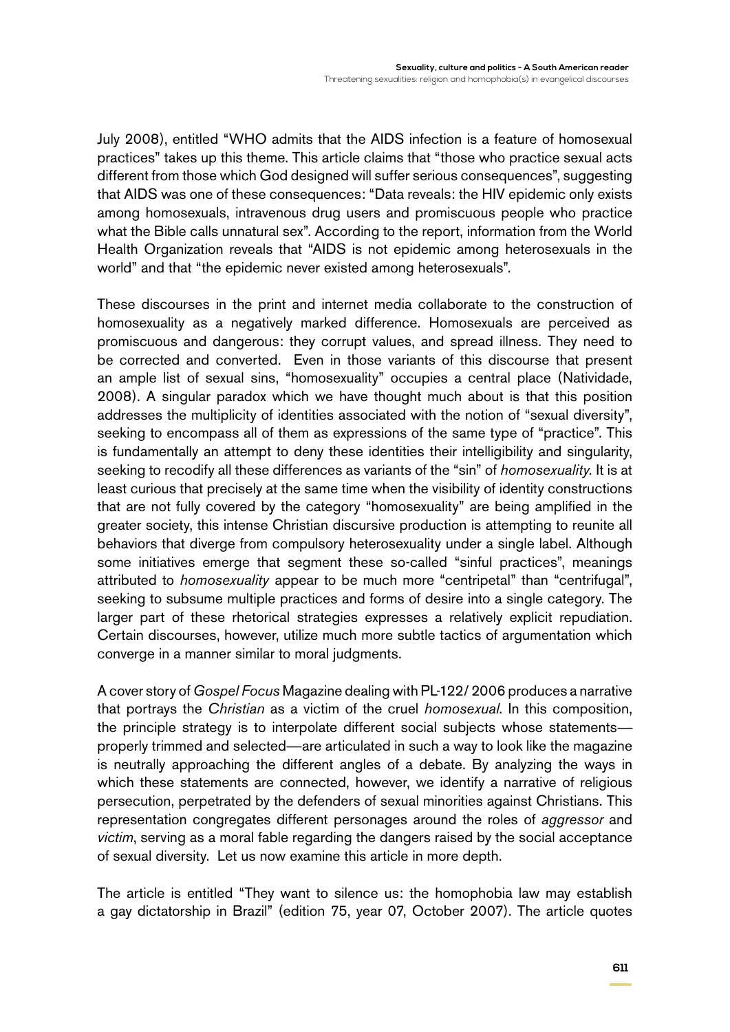July 2008), entitled "WHO admits that the AIDS infection is a feature of homosexual practices" takes up this theme. This article claims that "those who practice sexual acts different from those which God designed will suffer serious consequences", suggesting that AIDS was one of these consequences: "Data reveals: the HIV epidemic only exists among homosexuals, intravenous drug users and promiscuous people who practice what the Bible calls unnatural sex". According to the report, information from the World Health Organization reveals that "AIDS is not epidemic among heterosexuals in the world" and that "the epidemic never existed among heterosexuals".

These discourses in the print and internet media collaborate to the construction of homosexuality as a negatively marked difference. Homosexuals are perceived as promiscuous and dangerous: they corrupt values, and spread illness. They need to be corrected and converted. Even in those variants of this discourse that present an ample list of sexual sins, "homosexuality" occupies a central place (Natividade, 2008). A singular paradox which we have thought much about is that this position addresses the multiplicity of identities associated with the notion of "sexual diversity", seeking to encompass all of them as expressions of the same type of "practice". This is fundamentally an attempt to deny these identities their intelligibility and singularity, seeking to recodify all these differences as variants of the "sin" of *homosexuality.* It is at least curious that precisely at the same time when the visibility of identity constructions that are not fully covered by the category "homosexuality" are being amplified in the greater society, this intense Christian discursive production is attempting to reunite all behaviors that diverge from compulsory heterosexuality under a single label. Although some initiatives emerge that segment these so-called "sinful practices", meanings attributed to *homosexuality* appear to be much more "centripetal" than "centrifugal", seeking to subsume multiple practices and forms of desire into a single category. The larger part of these rhetorical strategies expresses a relatively explicit repudiation. Certain discourses, however, utilize much more subtle tactics of argumentation which converge in a manner similar to moral judgments.

A cover story of *Gospel Focus* Magazine dealing with PL-122/ 2006 produces a narrative that portrays the *Christian* as a victim of the cruel *homosexual.* In this composition, the principle strategy is to interpolate different social subjects whose statements—properly trimmed and selected—are articulated in such a way to look like the magazine is neutrally approaching the different angles of a debate. By analyzing the ways in which these statements are connected, however, we identify a narrative of religious persecution, perpetrated by the defenders of sexual minorities against Christians. This representation congregates different personages around the roles of *aggressor* and *victim*, serving as a moral fable regarding the dangers raised by the social acceptance of sexual diversity. Let us now examine this article in more depth.

The article is entitled "They want to silence us: the homophobia law may establish a gay dictatorship in Brazil" (edition 75, year 07, October 2007). The article quotes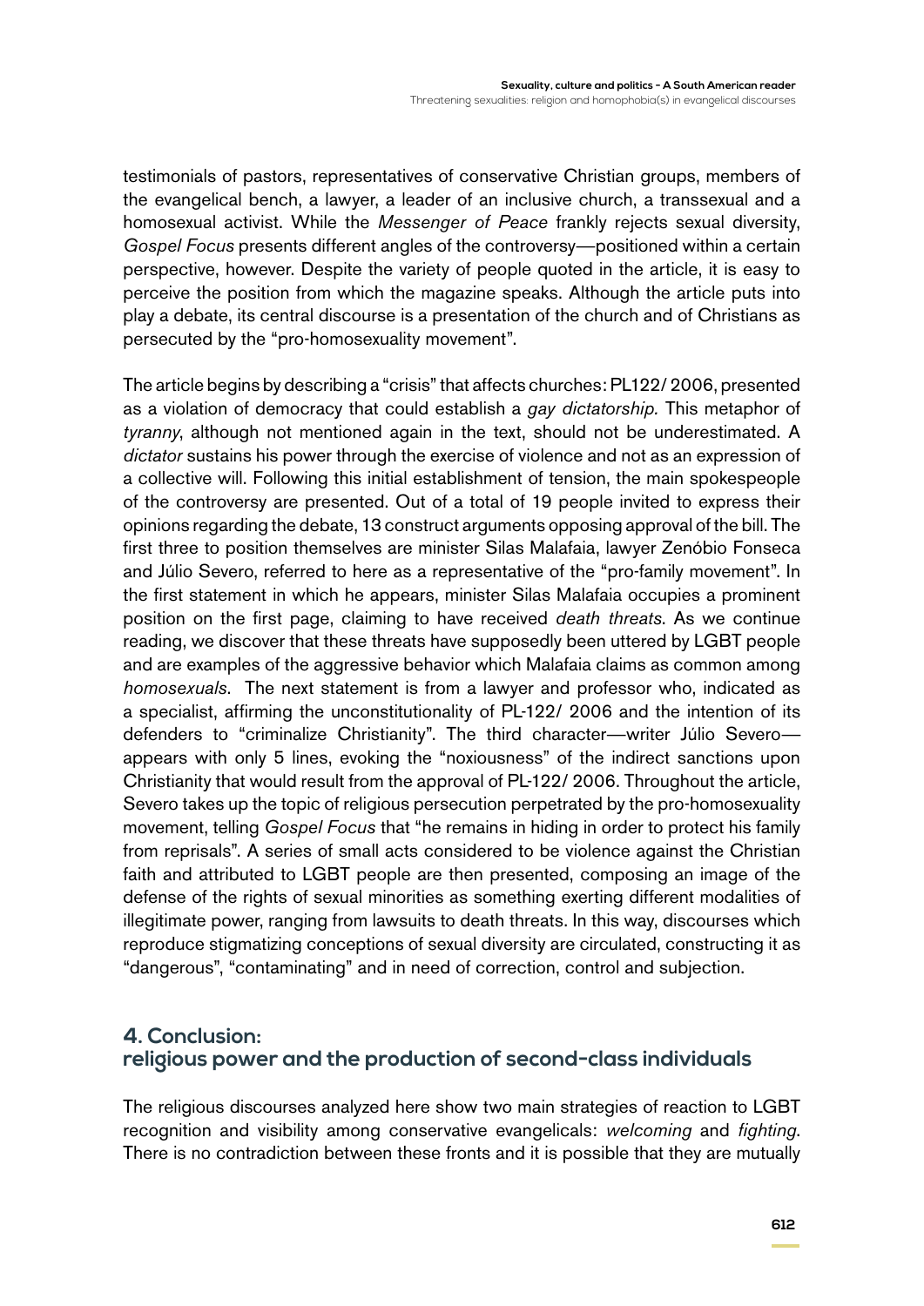testimonials of pastors, representatives of conservative Christian groups, members of the evangelical bench, a lawyer, a leader of an inclusive church, a transsexual and a homosexual activist. While the *Messenger of Peace* frankly rejects sexual diversity, *Gospel Focus* presents different angles of the controversy—positioned within a certain perspective, however. Despite the variety of people quoted in the article, it is easy to perceive the position from which the magazine speaks. Although the article puts into play a debate, its central discourse is a presentation of the church and of Christians as persecuted by the "pro-homosexuality movement".

The article begins by describing a "crisis" that affects churches: PL122/ 2006, presented as a violation of democracy that could establish a *gay dictatorship.* This metaphor of *tyranny*, although not mentioned again in the text, should not be underestimated. A *dictator* sustains his power through the exercise of violence and not as an expression of a collective will. Following this initial establishment of tension, the main spokespeople of the controversy are presented. Out of a total of 19 people invited to express their opinions regarding the debate, 13 construct arguments opposing approval of the bill. The first three to position themselves are minister Silas Malafaia, lawyer Zenóbio Fonseca and Júlio Severo, referred to here as a representative of the "pro-family movement". In the first statement in which he appears, minister Silas Malafaia occupies a prominent position on the first page, claiming to have received *death threats*. As we continue reading, we discover that these threats have supposedly been uttered by LGBT people and are examples of the aggressive behavior which Malafaia claims as common among *homosexuals*. The next statement is from a lawyer and professor who, indicated as a specialist, affirming the unconstitutionality of PL-122/ 2006 and the intention of its defenders to "criminalize Christianity". The third character—writer Júlio Severo—appears with only 5 lines, evoking the "noxiousness" of the indirect sanctions upon Christianity that would result from the approval of PL-122/ 2006. Throughout the article, Severo takes up the topic of religious persecution perpetrated by the pro-homosexuality movement, telling *Gospel Focus* that "he remains in hiding in order to protect his family from reprisals". A series of small acts considered to be violence against the Christian faith and attributed to LGBT people are then presented, composing an image of the defense of the rights of sexual minorities as something exerting different modalities of illegitimate power, ranging from lawsuits to death threats. In this way, discourses which reproduce stigmatizing conceptions of sexual diversity are circulated, constructing it as "dangerous", "contaminating" and in need of correction, control and subjection.

## 4. Conclusion: religious power and the production of second-class individuals

The religious discourses analyzed here show two main strategies of reaction to LGBT recognition and visibility among conservative evangelicals: *welcoming* and *fighting*. There is no contradiction between these fronts and it is possible that they are mutually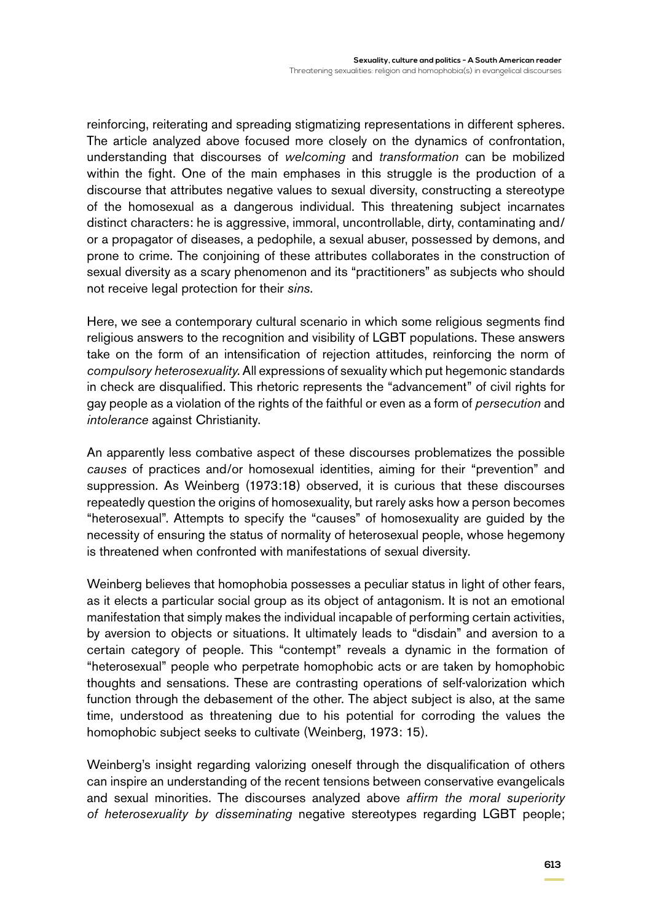reinforcing, reiterating and spreading stigmatizing representations in different spheres. The article analyzed above focused more closely on the dynamics of confrontation, understanding that discourses of *welcoming* and *transformation* can be mobilized within the fight. One of the main emphases in this struggle is the production of a discourse that attributes negative values to sexual diversity, constructing a stereotype of the homosexual as a dangerous individual. This threatening subject incarnates distinct characters: he is aggressive, immoral, uncontrollable, dirty, contaminating and/or a propagator of diseases, a pedophile, a sexual abuser, possessed by demons, and prone to crime. The conjoining of these attributes collaborates in the construction of sexual diversity as a scary phenomenon and its "practitioners" as subjects who should not receive legal protection for their *sins.*

Here, we see a contemporary cultural scenario in which some religious segments find religious answers to the recognition and visibility of LGBT populations. These answers take on the form of an intensification of rejection attitudes, reinforcing the norm of *compulsory heterosexuality*. All expressions of sexuality which put hegemonic standards in check are disqualified. This rhetoric represents the "advancement" of civil rights for gay people as a violation of the rights of the faithful or even as a form of *persecution* and *intolerance* against Christianity.

An apparently less combative aspect of these discourses problematizes the possible *causes* of practices and/or homosexual identities, aiming for their "prevention" and suppression. As Weinberg (1973:18) observed, it is curious that these discourses repeatedly question the origins of homosexuality, but rarely asks how a person becomes "heterosexual". Attempts to specify the "causes" of homosexuality are guided by the necessity of ensuring the status of normality of heterosexual people, whose hegemony is threatened when confronted with manifestations of sexual diversity.

Weinberg believes that homophobia possesses a peculiar status in light of other fears, as it elects a particular social group as its object of antagonism. It is not an emotional manifestation that simply makes the individual incapable of performing certain activities, by aversion to objects or situations. It ultimately leads to "disdain" and aversion to a certain category of people. This "contempt" reveals a dynamic in the formation of "heterosexual" people who perpetrate homophobic acts or are taken by homophobic thoughts and sensations. These are contrasting operations of self-valorization which function through the debasement of the other. The abject subject is also, at the same time, understood as threatening due to his potential for corroding the values the homophobic subject seeks to cultivate (Weinberg, 1973: 15).

Weinberg's insight regarding valorizing oneself through the disqualification of others can inspire an understanding of the recent tensions between conservative evangelicals and sexual minorities. The discourses analyzed above *affirm the moral superiority of heterosexuality by disseminating* negative stereotypes regarding LGBT people;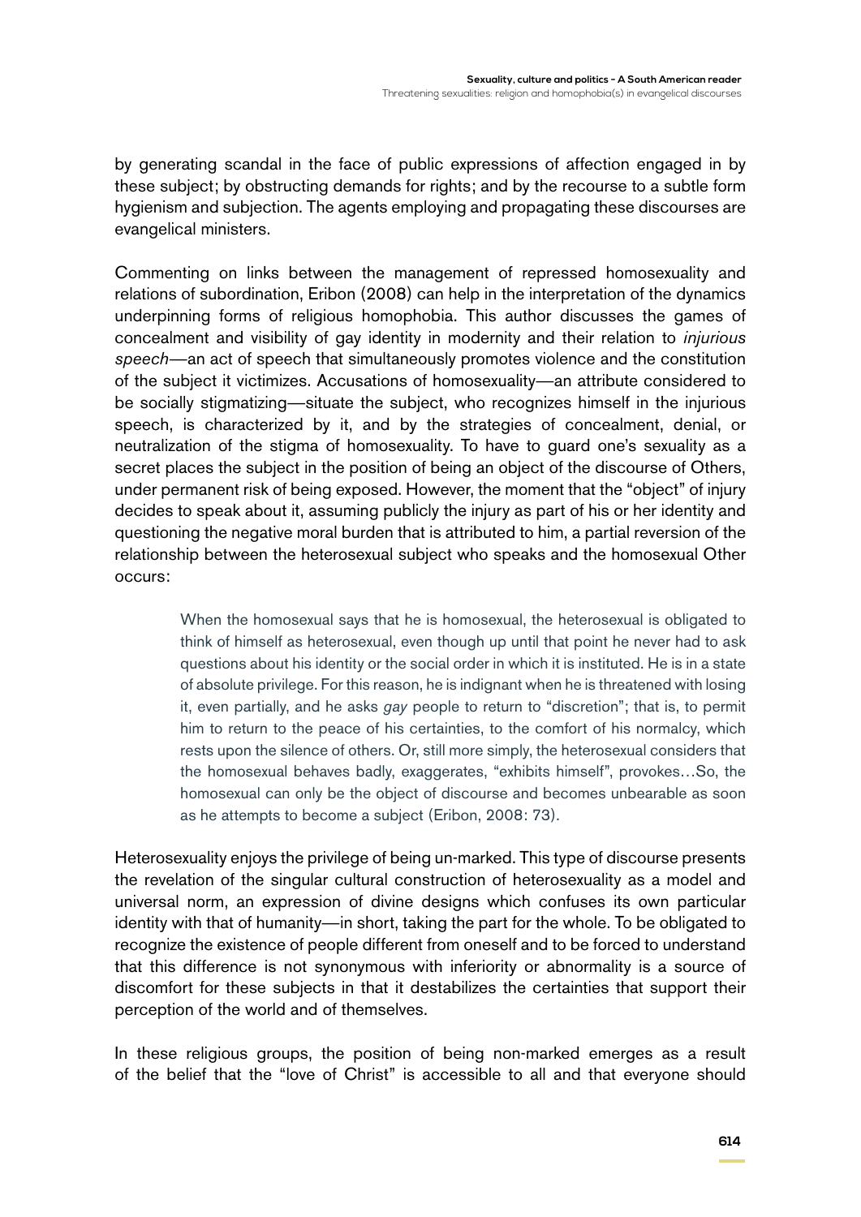by generating scandal in the face of public expressions of affection engaged in by these subject; by obstructing demands for rights; and by the recourse to a subtle form hygienism and subjection. The agents employing and propagating these discourses are evangelical ministers.

Commenting on links between the management of repressed homosexuality and relations of subordination, Eribon (2008) can help in the interpretation of the dynamics underpinning forms of religious homophobia. This author discusses the games of concealment and visibility of gay identity in modernity and their relation to *injurious speech*—an act of speech that simultaneously promotes violence and the constitution of the subject it victimizes. Accusations of homosexuality—an attribute considered to be socially stigmatizing—situate the subject, who recognizes himself in the injurious speech, is characterized by it, and by the strategies of concealment, denial, or neutralization of the stigma of homosexuality. To have to guard one's sexuality as a secret places the subject in the position of being an object of the discourse of Others, under permanent risk of being exposed. However, the moment that the "object" of injury decides to speak about it, assuming publicly the injury as part of his or her identity and questioning the negative moral burden that is attributed to him, a partial reversion of the relationship between the heterosexual subject who speaks and the homosexual Other occurs:

> When the homosexual says that he is homosexual, the heterosexual is obligated to think of himself as heterosexual, even though up until that point he never had to ask questions about his identity or the social order in which it is instituted. He is in a state of absolute privilege. For this reason, he is indignant when he is threatened with losing it, even partially, and he asks *gay* people to return to "discretion"; that is, to permit him to return to the peace of his certainties, to the comfort of his normalcy, which rests upon the silence of others. Or, still more simply, the heterosexual considers that the homosexual behaves badly, exaggerates, "exhibits himself", provokes…So, the homosexual can only be the object of discourse and becomes unbearable as soon as he attempts to become a subject (Eribon, 2008: 73).

Heterosexuality enjoys the privilege of being un-marked. This type of discourse presents the revelation of the singular cultural construction of heterosexuality as a model and universal norm, an expression of divine designs which confuses its own particular identity with that of humanity—in short, taking the part for the whole. To be obligated to recognize the existence of people different from oneself and to be forced to understand that this difference is not synonymous with inferiority or abnormality is a source of discomfort for these subjects in that it destabilizes the certainties that support their perception of the world and of themselves.

In these religious groups, the position of being non-marked emerges as a result of the belief that the "love of Christ" is accessible to all and that everyone should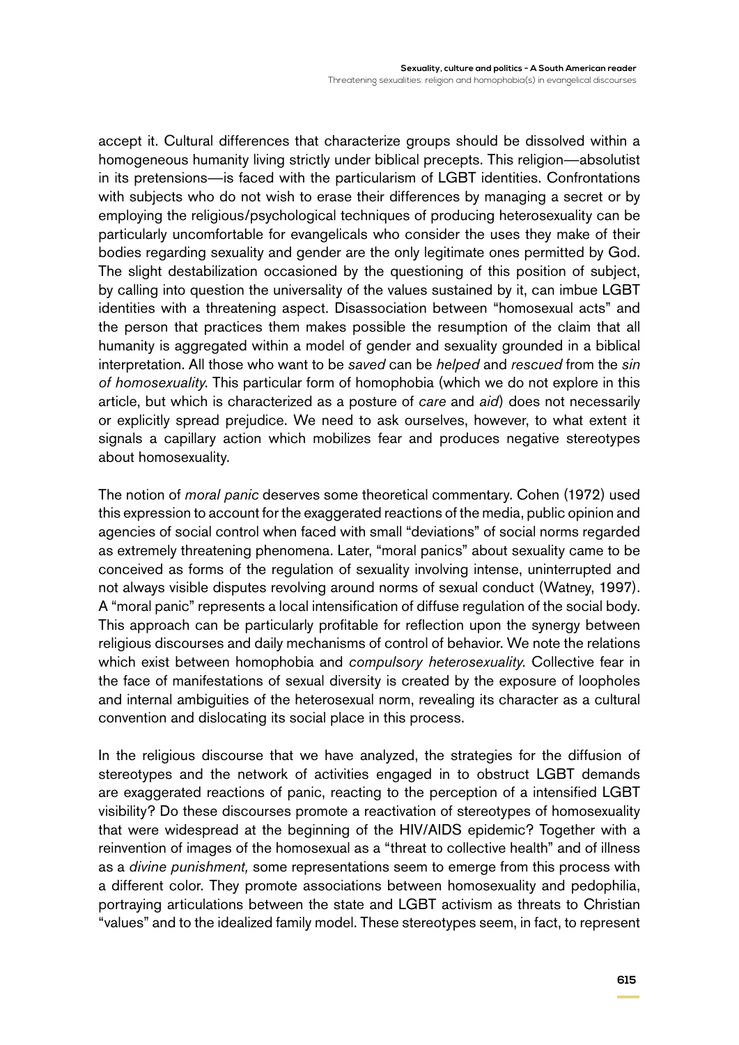accept it. Cultural differences that characterize groups should be dissolved within a homogeneous humanity living strictly under biblical precepts. This religion—absolutist in its pretensions—is faced with the particularism of LGBT identities. Confrontations with subjects who do not wish to erase their differences by managing a secret or by employing the religious/psychological techniques of producing heterosexuality can be particularly uncomfortable for evangelicals who consider the uses they make of their bodies regarding sexuality and gender are the only legitimate ones permitted by God. The slight destabilization occasioned by the questioning of this position of subject, by calling into question the universality of the values sustained by it, can imbue LGBT identities with a threatening aspect. Disassociation between "homosexual acts" and the person that practices them makes possible the resumption of the claim that all humanity is aggregated within a model of gender and sexuality grounded in a biblical interpretation. All those who want to be *saved* can be *helped* and *rescued* from the *sin of homosexuality*. This particular form of homophobia (which we do not explore in this article, but which is characterized as a posture of *care* and *aid*) does not necessarily or explicitly spread prejudice. We need to ask ourselves, however, to what extent it signals a capillary action which mobilizes fear and produces negative stereotypes about homosexuality.

The notion of *moral panic* deserves some theoretical commentary. Cohen (1972) used this expression to account for the exaggerated reactions of the media, public opinion and agencies of social control when faced with small "deviations" of social norms regarded as extremely threatening phenomena. Later, "moral panics" about sexuality came to be conceived as forms of the regulation of sexuality involving intense, uninterrupted and not always visible disputes revolving around norms of sexual conduct (Watney, 1997). A "moral panic" represents a local intensification of diffuse regulation of the social body. This approach can be particularly profitable for reflection upon the synergy between religious discourses and daily mechanisms of control of behavior. We note the relations which exist between homophobia and *compulsory heterosexuality*. Collective fear in the face of manifestations of sexual diversity is created by the exposure of loopholes and internal ambiguities of the heterosexual norm, revealing its character as a cultural convention and dislocating its social place in this process.

In the religious discourse that we have analyzed, the strategies for the diffusion of stereotypes and the network of activities engaged in to obstruct LGBT demands are exaggerated reactions of panic, reacting to the perception of a intensified LGBT visibility? Do these discourses promote a reactivation of stereotypes of homosexuality that were widespread at the beginning of the HIV/AIDS epidemic? Together with a reinvention of images of the homosexual as a "threat to collective health" and of illness as a *divine punishment,* some representations seem to emerge from this process with a different color. They promote associations between homosexuality and pedophilia, portraying articulations between the state and LGBT activism as threats to Christian "values" and to the idealized family model. These stereotypes seem, in fact, to represent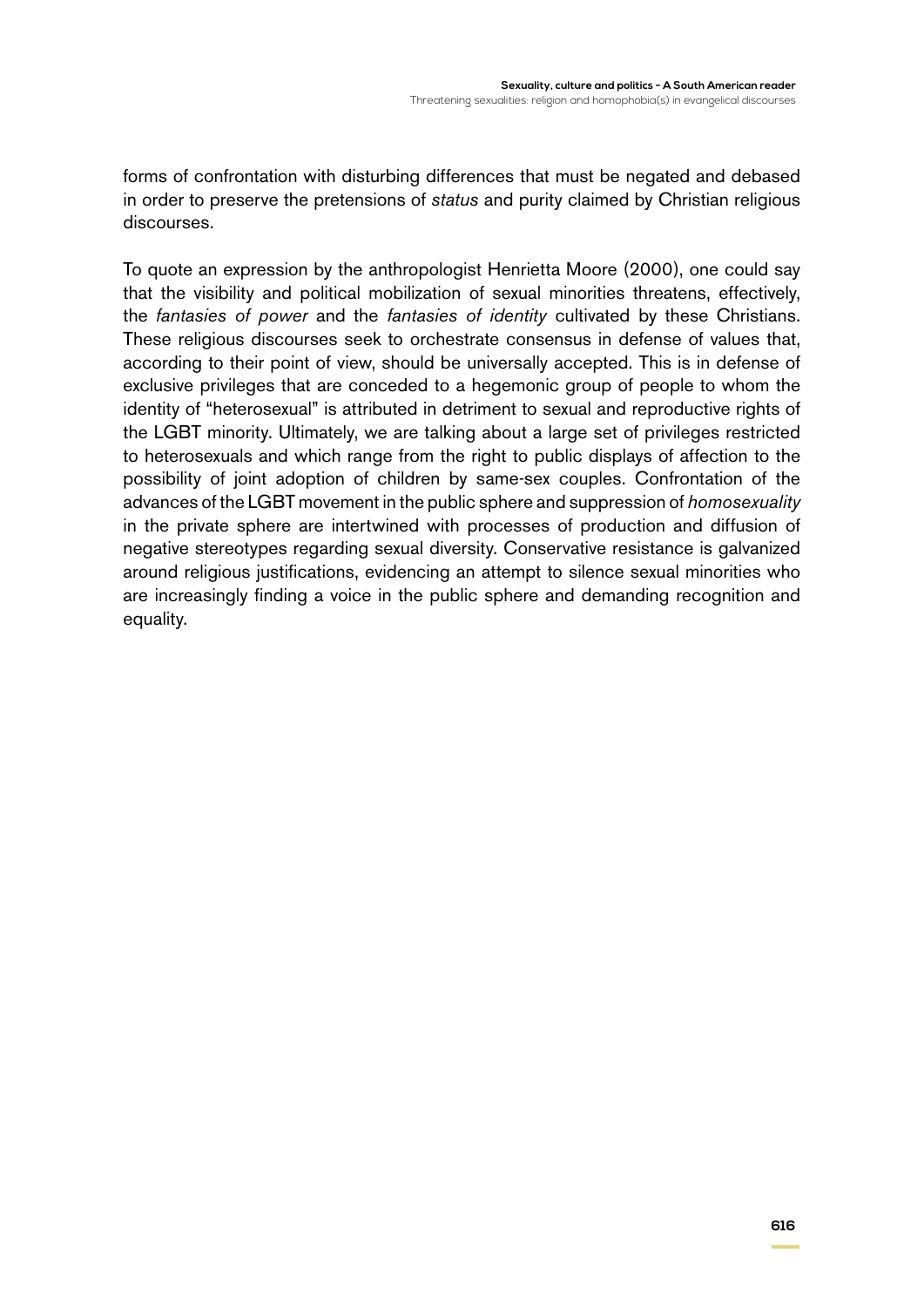forms of confrontation with disturbing differences that must be negated and debased in order to preserve the pretensions of *status* and purity claimed by Christian religious discourses.

To quote an expression by the anthropologist Henrietta Moore (2000), one could say that the visibility and political mobilization of sexual minorities threatens, effectively, the *fantasies of power* and the *fantasies of identity* cultivated by these Christians. These religious discourses seek to orchestrate consensus in defense of values that, according to their point of view, should be universally accepted. This is in defense of exclusive privileges that are conceded to a hegemonic group of people to whom the identity of "heterosexual" is attributed in detriment to sexual and reproductive rights of the LGBT minority. Ultimately, we are talking about a large set of privileges restricted to heterosexuals and which range from the right to public displays of affection to the possibility of joint adoption of children by same-sex couples. Confrontation of the advances of the LGBT movement in the public sphere and suppression of *homosexuality* in the private sphere are intertwined with processes of production and diffusion of negative stereotypes regarding sexual diversity. Conservative resistance is galvanized around religious justifications, evidencing an attempt to silence sexual minorities who are increasingly finding a voice in the public sphere and demanding recognition and equality.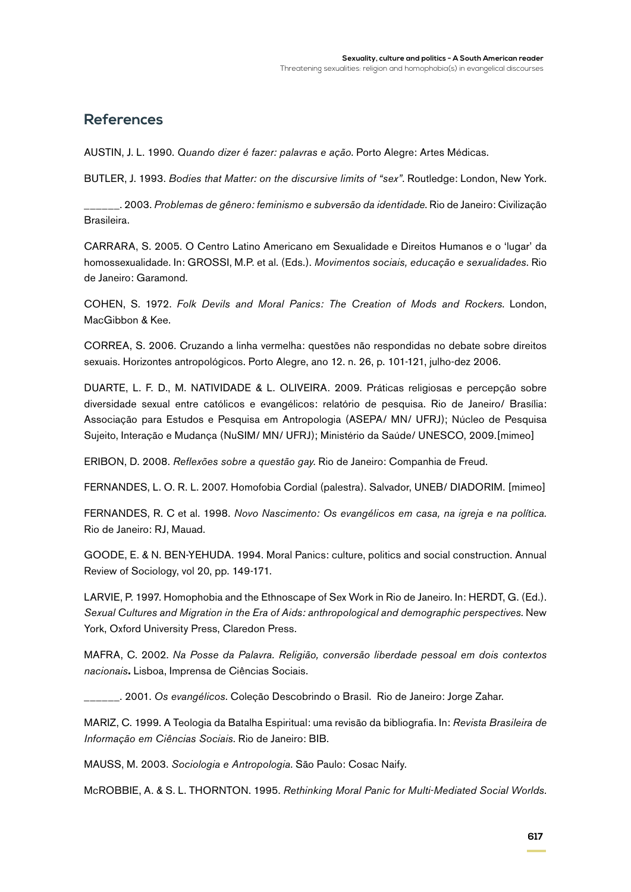## References

AUSTIN, J. L. 1990. *Quando dizer é fazer: palavras e ação*. Porto Alegre: Artes Médicas.

BUTLER, J. 1993. *Bodies that Matter: on the discursive limits of "sex"*. Routledge: London, New York.

______. 2003. *Problemas de gênero: feminismo e subversão da identidade*. Rio de Janeiro: Civilização Brasileira.

CARRARA, S. 2005. O Centro Latino Americano em Sexualidade e Direitos Humanos e o 'lugar' da homossexualidade. In: GROSSI, M.P. et al. (Eds.). *Movimentos sociais, educação e sexualidades*. Rio de Janeiro: Garamond.

COHEN, S. 1972. *Folk Devils and Moral Panics: The Creation of Mods and Rockers*. London, MacGibbon & Kee.

CORREA, S. 2006. Cruzando a linha vermelha: questões não respondidas no debate sobre direitos sexuais. Horizontes antropológicos. Porto Alegre, ano 12. n. 26, p. 101-121, julho-dez 2006.

DUARTE, L. F. D., M. NATIVIDADE & L. OLIVEIRA. 2009. Práticas religiosas e percepção sobre diversidade sexual entre católicos e evangélicos: relatório de pesquisa. Rio de Janeiro/ Brasília: Associação para Estudos e Pesquisa em Antropologia (ASEPA/ MN/ UFRJ); Núcleo de Pesquisa Sujeito, Interação e Mudança (NuSIM/ MN/ UFRJ); Ministério da Saúde/ UNESCO, 2009.[mimeo]

ERIBON, D. 2008. *Reflexões sobre a questão gay*. Rio de Janeiro: Companhia de Freud.

FERNANDES, L. O. R. L. 2007. Homofobia Cordial (palestra). Salvador, UNEB/ DIADORIM. [mimeo]

FERNANDES, R. C et al. 1998. *Novo Nascimento: Os evangélicos em casa, na igreja e na política.* Rio de Janeiro: RJ, Mauad.

GOODE, E. & N. BEN-YEHUDA. 1994. Moral Panics: culture, politics and social construction. Annual Review of Sociology, vol 20, pp. 149-171.

LARVIE, P. 1997. Homophobia and the Ethnoscape of Sex Work in Rio de Janeiro. In: HERDT, G. (Ed.). *Sexual Cultures and Migration in the Era of Aids: anthropological and demographic perspectives*. New York, Oxford University Press, Claredon Press.

MAFRA, C. 2002. *Na Posse da Palavra. Religião, conversão liberdade pessoal em dois contextos nacionais***.** Lisboa, Imprensa de Ciências Sociais.

______. 2001. *Os evangélicos*. Coleção Descobrindo o Brasil. Rio de Janeiro: Jorge Zahar.

MARIZ, C. 1999. A Teologia da Batalha Espiritual: uma revisão da bibliografia. In: *Revista Brasileira de Informação em Ciências Sociais*. Rio de Janeiro: BIB.

MAUSS, M. 2003. *Sociologia e Antropologia*. São Paulo: Cosac Naify.

McROBBIE, A. & S. L. THORNTON. 1995. *Rethinking Moral Panic for Multi-Mediated Social Worlds*.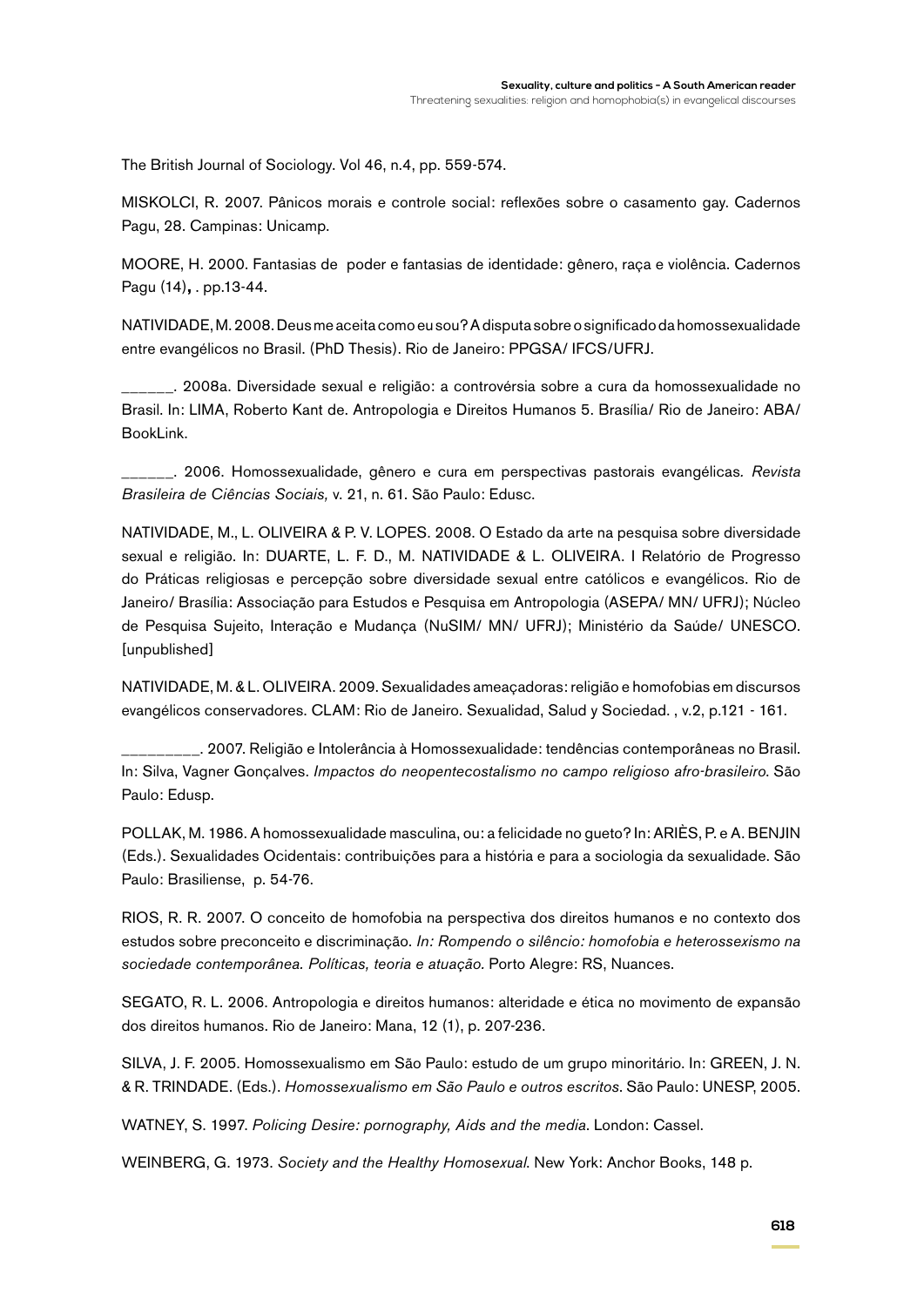The British Journal of Sociology. Vol 46, n.4, pp. 559-574.

MISKOLCI, R. 2007. Pânicos morais e controle social: reflexões sobre o casamento gay. Cadernos Pagu, 28. Campinas: Unicamp.

MOORE, H. 2000. Fantasias de poder e fantasias de identidade: gênero, raça e violência. Cadernos Pagu (14), . pp.13-44.

NATIVIDADE, M. 2008. Deus me aceita como eu sou? A disputa sobre o significado da homossexualidade entre evangélicos no Brasil. (PhD Thesis). Rio de Janeiro: PPGSA/ IFCS/UFRJ.

______. 2008a. Diversidade sexual e religião: a controvérsia sobre a cura da homossexualidade no Brasil. In: LIMA, Roberto Kant de. Antropologia e Direitos Humanos 5. Brasília/ Rio de Janeiro: ABA/ BookLink.

______. 2006. Homossexualidade, gênero e cura em perspectivas pastorais evangélicas. *Revista Brasileira de Ciências Sociais,* v. 21, n. 61. São Paulo: Edusc.

NATIVIDADE, M., L. OLIVEIRA & P. V. LOPES. 2008. O Estado da arte na pesquisa sobre diversidade sexual e religião. In: DUARTE, L. F. D., M. NATIVIDADE & L. OLIVEIRA. I Relatório de Progresso do Práticas religiosas e percepção sobre diversidade sexual entre católicos e evangélicos. Rio de Janeiro/ Brasília: Associação para Estudos e Pesquisa em Antropologia (ASEPA/ MN/ UFRJ); Núcleo de Pesquisa Sujeito, Interação e Mudança (NuSIM/ MN/ UFRJ); Ministério da Saúde/ UNESCO. [unpublished]

NATIVIDADE, M. & L. OLIVEIRA. 2009. Sexualidades ameaçadoras: religião e homofobias em discursos evangélicos conservadores. CLAM: Rio de Janeiro. Sexualidad, Salud y Sociedad. , v.2, p.121 - 161.

_________. 2007. Religião e Intolerância à Homossexualidade: tendências contemporâneas no Brasil. In: Silva, Vagner Gonçalves. *Impactos do neopentecostalismo no campo religioso afro-brasileiro*. São Paulo: Edusp.

POLLAK, M. 1986. A homossexualidade masculina, ou: a felicidade no gueto? In: ARIÈS, P. e A. BENJIN (Eds.). Sexualidades Ocidentais: contribuições para a história e para a sociologia da sexualidade. São Paulo: Brasiliense, p. 54-76.

RIOS, R. R. 2007. O conceito de homofobia na perspectiva dos direitos humanos e no contexto dos estudos sobre preconceito e discriminação. *In: Rompendo o silêncio: homofobia e heterossexismo na sociedade contemporânea. Políticas, teoria e atuação.* Porto Alegre: RS, Nuances.

SEGATO, R. L. 2006. Antropologia e direitos humanos: alteridade e ética no movimento de expansão dos direitos humanos. Rio de Janeiro: Mana, 12 (1), p. 207-236.

SILVA, J. F. 2005. Homossexualismo em São Paulo: estudo de um grupo minoritário. In: GREEN, J. N. & R. TRINDADE. (Eds.). *Homossexualismo em São Paulo e outros escritos*. São Paulo: UNESP, 2005.

WATNEY, S. 1997. *Policing Desire: pornography, Aids and the media*. London: Cassel.

WEINBERG, G. 1973. *Society and the Healthy Homosexual*. New York: Anchor Books, 148 p.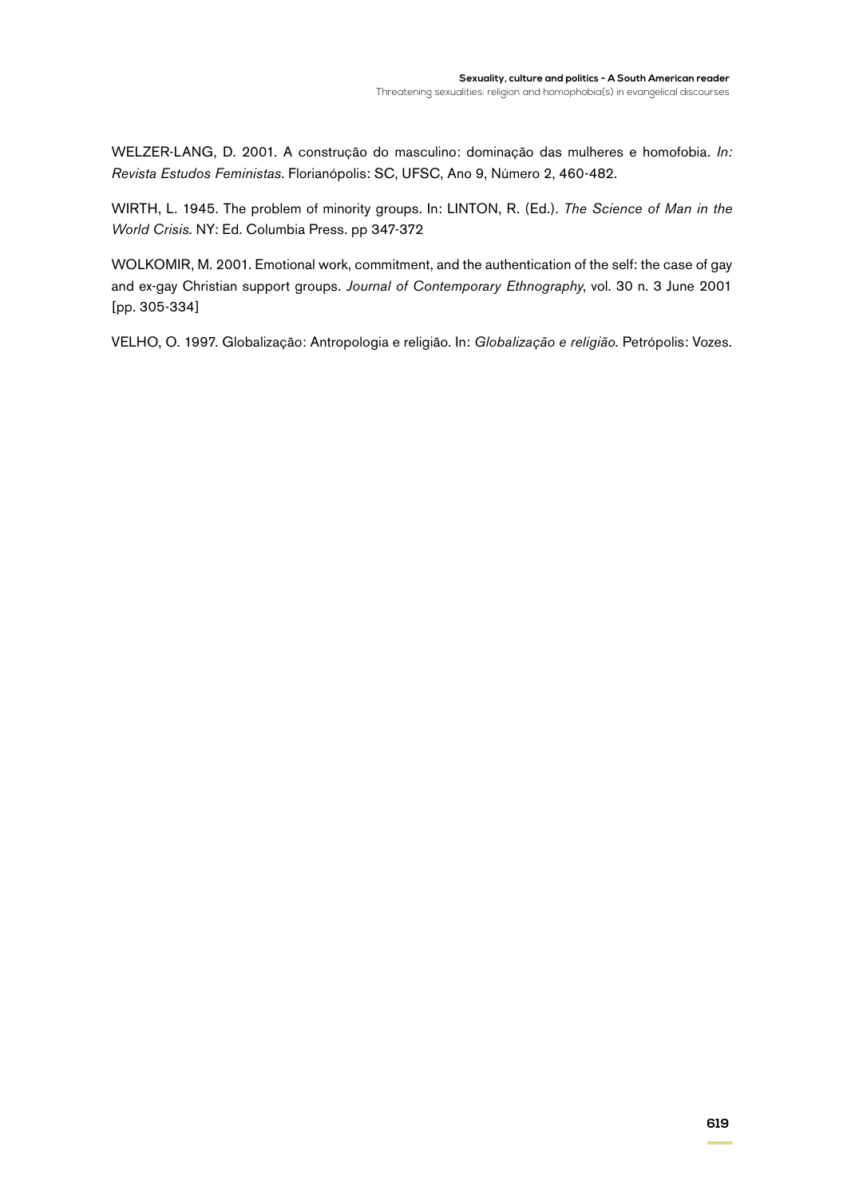WELZER-LANG, D. 2001. A construção do masculino: dominação das mulheres e homofobia. *In: Revista Estudos Feministas*. Florianópolis: SC, UFSC, Ano 9, Número 2, 460-482.

WIRTH, L. 1945. The problem of minority groups. In: LINTON, R. (Ed.). *The Science of Man in the World Crisis*. NY: Ed. Columbia Press. pp 347-372

WOLKOMIR, M. 2001. Emotional work, commitment, and the authentication of the self: the case of gay and ex-gay Christian support groups. *Journal of Contemporary Ethnography*, vol. 30 n. 3 June 2001 [pp. 305-334]

VELHO, O. 1997. Globalização: Antropologia e religião. In: *Globalização e religião*. Petrópolis: Vozes.